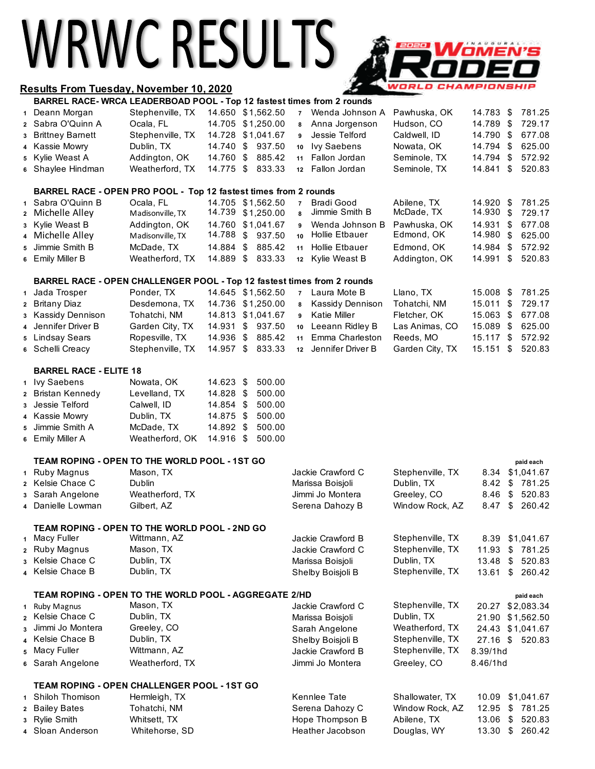# WRWC RESULTS

**Results From Tuesday, November 10, 2020**

### BARREL RACE- WRCA LEADERBOAD POOL - Top 12 fastest times from 2 rounds

| # | Name | Hometown | Time | Payout |
|---|---|---|---|---|
| 1 | Deann Morgan | Stephenville, TX | 14.650 | $1,562.50 |
| 2 | Sabra O'Quinn A | Ocala, FL | 14.705 | $1,250.00 |
| 3 | Brittney Barnett | Stephenville, TX | 14.728 | $1,041.67 |
| 4 | Kassie Mowry | Dublin, TX | 14.740 | $ 937.50 |
| 5 | Kylie Weast A | Addington, OK | 14.760 | $ 885.42 |
| 6 | Shaylee Hindman | Weatherford, TX | 14.775 | $ 833.33 |
| 7 | Wenda Johnson A | Pawhuska, OK | 14.783 | $ 781.25 |
| 8 | Anna Jorgenson | Hudson, CO | 14.789 | $ 729.17 |
| 9 | Jessie Telford | Caldwell, ID | 14.790 | $ 677.08 |
| 10 | Ivy Saebens | Nowata, OK | 14.794 | $ 625.00 |
| 11 | Fallon Jordan | Seminole, TX | 14.794 | $ 572.92 |
| 12 | Fallon Jordan | Seminole, TX | 14.841 | $ 520.83 |

### BARREL RACE - OPEN PRO POOL - Top 12 fastest times from 2 rounds

| # | Name | Hometown | Time | Payout |
|---|---|---|---|---|
| 1 | Sabra O'Quinn B | Ocala, FL | 14.705 | $1,562.50 |
| 2 | Michelle Alley | Madisonville, TX | 14.739 | $1,250.00 |
| 3 | Kylie Weast B | Addington, OK | 14.760 | $1,041.67 |
| 4 | Michelle Alley | Madisonville, TX | 14.788 | $ 937.50 |
| 5 | Jimmie Smith B | McDade, TX | 14.884 | $ 885.42 |
| 6 | Emily Miller B | Weatherford, TX | 14.889 | $ 833.33 |
| 7 | Bradi Good | Abilene, TX | 14.920 | $ 781.25 |
| 8 | Jimmie Smith B | McDade, TX | 14.930 | $ 729.17 |
| 9 | Wenda Johnson B | Pawhuska, OK | 14.931 | $ 677.08 |
| 10 | Hollie Etbauer | Edmond, OK | 14.980 | $ 625.00 |
| 11 | Hollie Etbauer | Edmond, OK | 14.984 | $ 572.92 |
| 12 | Kylie Weast B | Addington, OK | 14.991 | $ 520.83 |

### BARREL RACE - OPEN CHALLENGER POOL - Top 12 fastest times from 2 rounds

| # | Name | Hometown | Time | Payout |
|---|---|---|---|---|
| 1 | Jada Trosper | Ponder, TX | 14.645 | $1,562.50 |
| 2 | Britany Diaz | Desdemona, TX | 14.736 | $1,250.00 |
| 3 | Kassidy Dennison | Tohatchi, NM | 14.813 | $1,041.67 |
| 4 | Jennifer Driver B | Garden City, TX | 14.931 | $ 937.50 |
| 5 | Lindsay Sears | Ropesville, TX | 14.936 | $ 885.42 |
| 6 | Schelli Creacy | Stephenville, TX | 14.957 | $ 833.33 |
| 7 | Laura Mote B | Llano, TX | 15.008 | $ 781.25 |
| 8 | Kassidy Dennison | Tohatchi, NM | 15.011 | $ 729.17 |
| 9 | Katie Miller | Fletcher, OK | 15.063 | $ 677.08 |
| 10 | Leeann Ridley B | Las Animas, CO | 15.089 | $ 625.00 |
| 11 | Emma Charleston | Reeds, MO | 15.117 | $ 572.92 |
| 12 | Jennifer Driver B | Garden City, TX | 15.151 | $ 520.83 |

### BARREL RACE - ELITE 18

| # | Name | Hometown | Time | Payout |
|---|---|---|---|---|
| 1 | Ivy Saebens | Nowata, OK | 14.623 | $ 500.00 |
| 2 | Bristan Kennedy | Levelland, TX | 14.828 | $ 500.00 |
| 3 | Jessie Telford | Calwell, ID | 14.854 | $ 500.00 |
| 4 | Kassie Mowry | Dublin, TX | 14.875 | $ 500.00 |
| 5 | Jimmie Smith A | McDade, TX | 14.892 | $ 500.00 |
| 6 | Emily Miller A | Weatherford, OK | 14.916 | $ 500.00 |

### TEAM ROPING - OPEN TO THE WORLD POOL - 1ST GO

| # | Header | Hometown | Heeler | Hometown | Time | paid each |
|---|---|---|---|---|---|---|
| 1 | Ruby Magnus | Mason, TX | Jackie Crawford C | Stephenville, TX | 8.34 | $1,041.67 |
| 2 | Kelsie Chace C | Dublin | Marissa Boisjoli | Dublin, TX | 8.42 | $ 781.25 |
| 3 | Sarah Angelone | Weatherford, TX | Jimmi Jo Montera | Greeley, CO | 8.46 | $ 520.83 |
| 4 | Danielle Lowman | Gilbert, AZ | Serena Dahozy B | Window Rock, AZ | 8.47 | $ 260.42 |

### TEAM ROPING - OPEN TO THE WORLD POOL - 2ND GO

| # | Header | Hometown | Heeler | Hometown | Time | Payout |
|---|---|---|---|---|---|---|
| 1 | Macy Fuller | Wittmann, AZ | Jackie Crawford B | Stephenville, TX | 8.39 | $1,041.67 |
| 2 | Ruby Magnus | Mason, TX | Jackie Crawford C | Stephenville, TX | 11.93 | $ 781.25 |
| 3 | Kelsie Chace C | Dublin, TX | Marissa Boisjoli | Dublin, TX | 13.48 | $ 520.83 |
| 4 | Kelsie Chace B | Dublin, TX | Shelby Boisjoli B | Stephenville, TX | 13.61 | $ 260.42 |

### TEAM ROPING - OPEN TO THE WORLD POOL - AGGREGATE 2/HD

| # | Header | Hometown | Heeler | Hometown | Time | paid each |
|---|---|---|---|---|---|---|
| 1 | Ruby Magnus | Mason, TX | Jackie Crawford C | Stephenville, TX | 20.27 | $2,083.34 |
| 2 | Kelsie Chace C | Dublin, TX | Marissa Boisjoli | Dublin, TX | 21.90 | $1,562.50 |
| 3 | Jimmi Jo Montera | Greeley, CO | Sarah Angelone | Weatherford, TX | 24.43 | $1,041.67 |
| 4 | Kelsie Chace B | Dublin, TX | Shelby Boisjoli B | Stephenville, TX | 27.16 | $ 520.83 |
| 5 | Macy Fuller | Wittmann, AZ | Jackie Crawford B | Stephenville, TX | 8.39/1hd | |
| 6 | Sarah Angelone | Weatherford, TX | Jimmi Jo Montera | Greeley, CO | 8.46/1hd | |

### TEAM ROPING - OPEN CHALLENGER POOL - 1ST GO

| # | Header | Hometown | Heeler | Hometown | Time | Payout |
|---|---|---|---|---|---|---|
| 1 | Shiloh Thomison | Hermleigh, TX | Kennlee Tate | Shallowater, TX | 10.09 | $1,041.67 |
| 2 | Bailey Bates | Tohatchi, NM | Serena Dahozy C | Window Rock, AZ | 12.95 | $ 781.25 |
| 3 | Rylie Smith | Whitsett, TX | Hope Thompson B | Abilene, TX | 13.06 | $ 520.83 |
| 4 | Sloan Anderson | Whitehorse, SD | Heather Jacobson | Douglas, WY | 13.30 | $ 260.42 |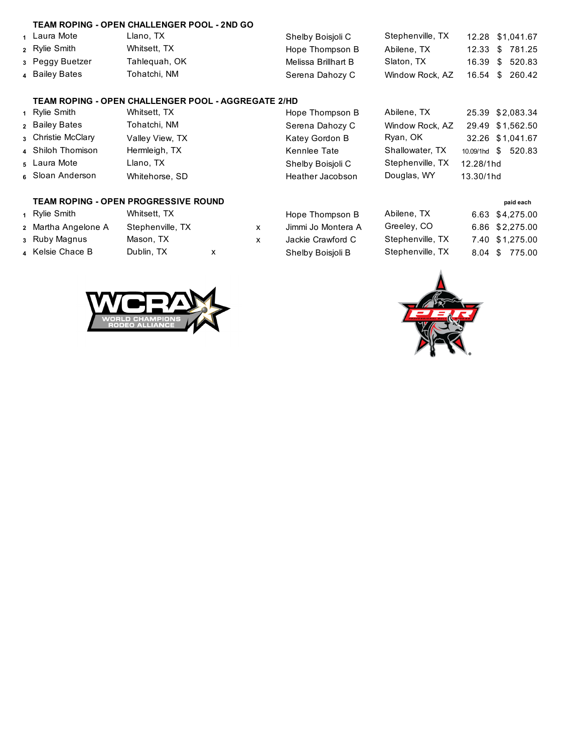### TEAM ROPING - OPEN CHALLENGER POOL - 2ND GO

| | | | | | | | |
|---|---|---|---|---|---|---|---|
| 1 | Laura Mote | Llano, TX | | Shelby Boisjoli C | Stephenville, TX | 12.28 | $1,041.67 |
| 2 | Rylie Smith | Whitsett, TX | | Hope Thompson B | Abilene, TX | 12.33 | $ 781.25 |
| 3 | Peggy Buetzer | Tahlequah, OK | | Melissa Brillhart B | Slaton, TX | 16.39 | $ 520.83 |
| 4 | Bailey Bates | Tohatchi, NM | | Serena Dahozy C | Window Rock, AZ | 16.54 | $ 260.42 |

### TEAM ROPING - OPEN CHALLENGER POOL - AGGREGATE 2/HD

| | | | | | | | |
|---|---|---|---|---|---|---|---|
| 1 | Rylie Smith | Whitsett, TX | | Hope Thompson B | Abilene, TX | 25.39 | $2,083.34 |
| 2 | Bailey Bates | Tohatchi, NM | | Serena Dahozy C | Window Rock, AZ | 29.49 | $1,562.50 |
| 3 | Christie McClary | Valley View, TX | | Katey Gordon B | Ryan, OK | 32.26 | $1,041.67 |
| 4 | Shiloh Thomison | Hermleigh, TX | | Kennlee Tate | Shallowater, TX | 10.09/1hd | $ 520.83 |
| 5 | Laura Mote | Llano, TX | | Shelby Boisjoli C | Stephenville, TX | 12.28/1hd | |
| 6 | Sloan Anderson | Whitehorse, SD | | Heather Jacobson | Douglas, WY | 13.30/1hd | |

### TEAM ROPING - OPEN PROGRESSIVE ROUND

| | | | | | | | | paid each |
|---|---|---|---|---|---|---|---|---|
| 1 | Rylie Smith | Whitsett, TX | | | Hope Thompson B | Abilene, TX | 6.63 | $4,275.00 |
| 2 | Martha Angelone A | Stephenville, TX | | x | Jimmi Jo Montera A | Greeley, CO | 6.86 | $2,275.00 |
| 3 | Ruby Magnus | Mason, TX | | x | Jackie Crawford C | Stephenville, TX | 7.40 | $1,275.00 |
| 4 | Kelsie Chace B | Dublin, TX | x | | Shelby Boisjoli B | Stephenville, TX | 8.04 | $ 775.00 |

WCRA WORLD CHAMPIONS RODEO ALLIANCE

PBR PROFESSIONAL BULL RIDERS